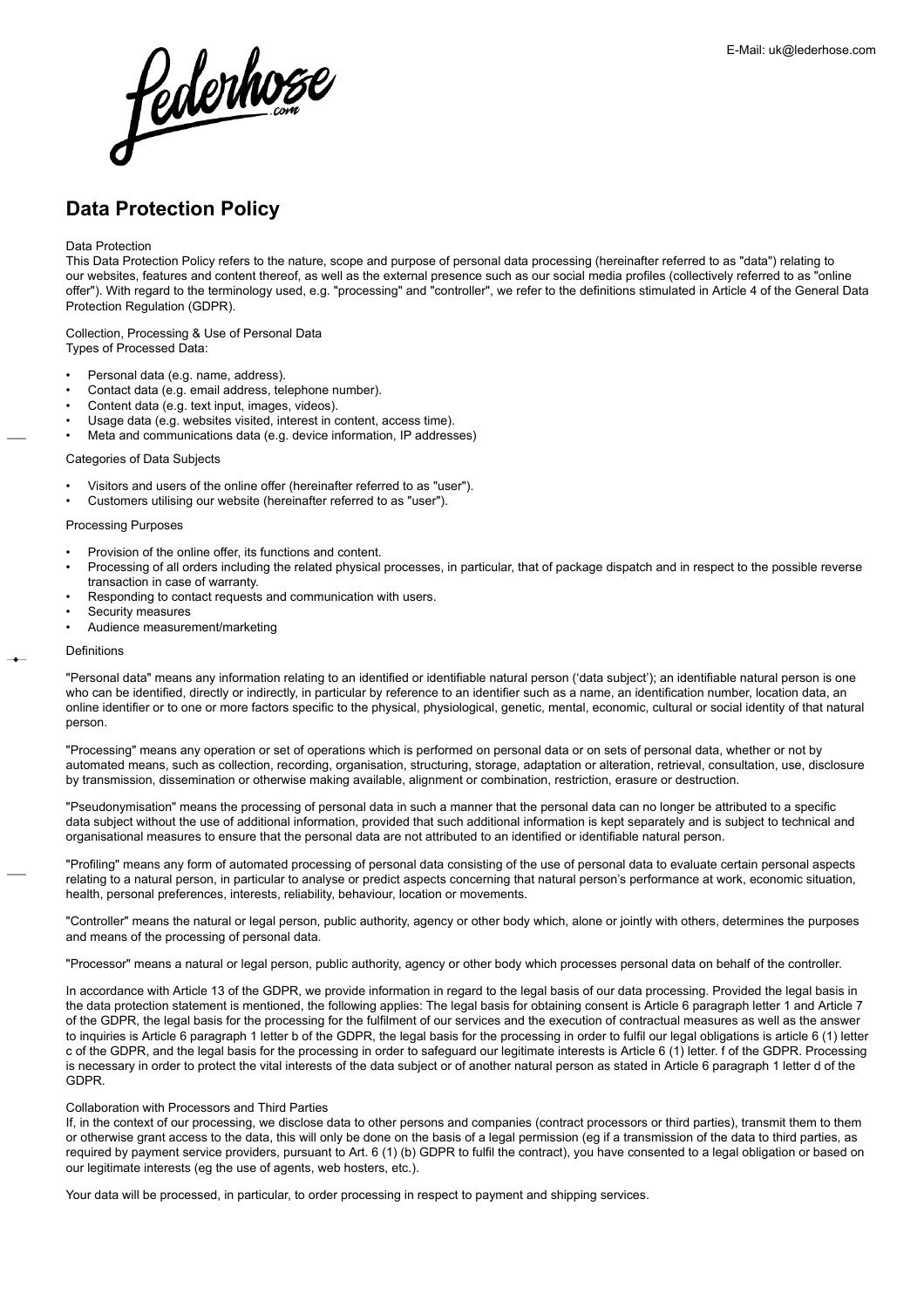E-Mail: uk@lederhose.com

# Data Protection Policy

Data Protection

This Data Protection Policy refers to the nature, scope and purpose of personal data processing (hereinafter referred to as "data") relating to our websites, features and content thereof, as well as the external presence such as our social media profiles (collectively referred to as "online offer"). With regard to the terminology used, e.g. "processing" and "controller", we refer to the definitions stimulated in Article 4 of the General Data Protection Regulation (GDPR).

Collection, Processing & Use of Personal Data

Types of Processed Data:

- Personal data (e.g. name, address).
- Contact data (e.g. email address, telephone number).
- Content data (e.g. text input, images, videos).
- Usage data (e.g. websites visited, interest in content, access time).
- Meta and communications data (e.g. device information, IP addresses)

Categories of Data Subjects

- Visitors and users of the online offer (hereinafter referred to as "user").
- Customers utilising our website (hereinafter referred to as "user").

Processing Purposes

- Provision of the online offer, its functions and content.
- Processing of all orders including the related physical processes, in particular, that of package dispatch and in respect to the possible reverse transaction in case of warranty.
- Responding to contact requests and communication with users.
- Security measures
- Audience measurement/marketing

Definitions

"Personal data" means any information relating to an identified or identifiable natural person ('data subject'); an identifiable natural person is one who can be identified, directly or indirectly, in particular by reference to an identifier such as a name, an identification number, location data, an online identifier or to one or more factors specific to the physical, physiological, genetic, mental, economic, cultural or social identity of that natural person.

"Processing" means any operation or set of operations which is performed on personal data or on sets of personal data, whether or not by automated means, such as collection, recording, organisation, structuring, storage, adaptation or alteration, retrieval, consultation, use, disclosure by transmission, dissemination or otherwise making available, alignment or combination, restriction, erasure or destruction.

"Pseudonymisation" means the processing of personal data in such a manner that the personal data can no longer be attributed to a specific data subject without the use of additional information, provided that such additional information is kept separately and is subject to technical and organisational measures to ensure that the personal data are not attributed to an identified or identifiable natural person.

"Profiling" means any form of automated processing of personal data consisting of the use of personal data to evaluate certain personal aspects relating to a natural person, in particular to analyse or predict aspects concerning that natural person's performance at work, economic situation, health, personal preferences, interests, reliability, behaviour, location or movements.

"Controller" means the natural or legal person, public authority, agency or other body which, alone or jointly with others, determines the purposes and means of the processing of personal data.

"Processor" means a natural or legal person, public authority, agency or other body which processes personal data on behalf of the controller.

In accordance with Article 13 of the GDPR, we provide information in regard to the legal basis of our data processing. Provided the legal basis in the data protection statement is mentioned, the following applies: The legal basis for obtaining consent is Article 6 paragraph letter 1 and Article 7 of the GDPR, the legal basis for the processing for the fulfilment of our services and the execution of contractual measures as well as the answer to inquiries is Article 6 paragraph 1 letter b of the GDPR, the legal basis for the processing in order to fulfil our legal obligations is article 6 (1) letter c of the GDPR, and the legal basis for the processing in order to safeguard our legitimate interests is Article 6 (1) letter. f of the GDPR. Processing is necessary in order to protect the vital interests of the data subject or of another natural person as stated in Article 6 paragraph 1 letter d of the GDPR.

Collaboration with Processors and Third Parties

If, in the context of our processing, we disclose data to other persons and companies (contract processors or third parties), transmit them to them or otherwise grant access to the data, this will only be done on the basis of a legal permission (eg if a transmission of the data to third parties, as required by payment service providers, pursuant to Art. 6 (1) (b) GDPR to fulfil the contract), you have consented to a legal obligation or based on our legitimate interests (eg the use of agents, web hosters, etc.).

Your data will be processed, in particular, to order processing in respect to payment and shipping services.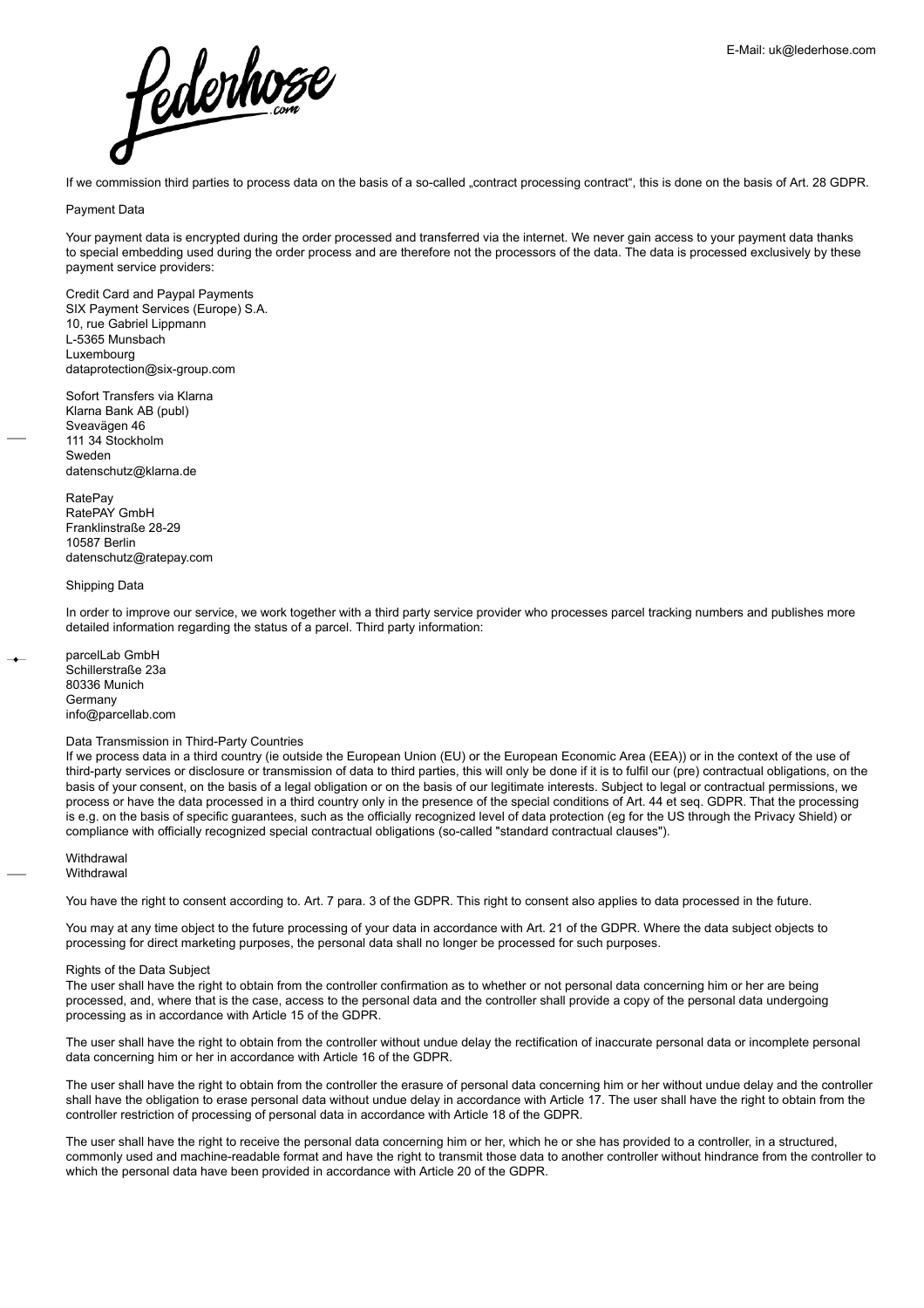If we commission third parties to process data on the basis of a so-called „contract processing contract", this is done on the basis of Art. 28 GDPR.

## Payment Data

Your payment data is encrypted during the order processed and transferred via the internet. We never gain access to your payment data thanks to special embedding used during the order process and are therefore not the processors of the data. The data is processed exclusively by these payment service providers:

Credit Card and Paypal Payments
SIX Payment Services (Europe) S.A.
10, rue Gabriel Lippmann
L-5365 Munsbach
Luxembourg
dataprotection@six-group.com

Sofort Transfers via Klarna
Klarna Bank AB (publ)
Sveavägen 46
111 34 Stockholm
Sweden
datenschutz@klarna.de

RatePay
RatePAY GmbH
Franklinstraße 28-29
10587 Berlin
datenschutz@ratepay.com

## Shipping Data

In order to improve our service, we work together with a third party service provider who processes parcel tracking numbers and publishes more detailed information regarding the status of a parcel. Third party information:

parcelLab GmbH
Schillerstraße 23a
80336 Munich
Germany
info@parcellab.com

## Data Transmission in Third-Party Countries

If we process data in a third country (ie outside the European Union (EU) or the European Economic Area (EEA)) or in the context of the use of third-party services or disclosure or transmission of data to third parties, this will only be done if it is to fulfil our (pre) contractual obligations, on the basis of your consent, on the basis of a legal obligation or on the basis of our legitimate interests. Subject to legal or contractual permissions, we process or have the data processed in a third country only in the presence of the special conditions of Art. 44 et seq. GDPR. That the processing is e.g. on the basis of specific guarantees, such as the officially recognized level of data protection (eg for the US through the Privacy Shield) or compliance with officially recognized special contractual obligations (so-called "standard contractual clauses").

## Withdrawal

Withdrawal

You have the right to consent according to. Art. 7 para. 3 of the GDPR. This right to consent also applies to data processed in the future.

You may at any time object to the future processing of your data in accordance with Art. 21 of the GDPR. Where the data subject objects to processing for direct marketing purposes, the personal data shall no longer be processed for such purposes.

## Rights of the Data Subject

The user shall have the right to obtain from the controller confirmation as to whether or not personal data concerning him or her are being processed, and, where that is the case, access to the personal data and the controller shall provide a copy of the personal data undergoing processing as in accordance with Article 15 of the GDPR.

The user shall have the right to obtain from the controller without undue delay the rectification of inaccurate personal data or incomplete personal data concerning him or her in accordance with Article 16 of the GDPR.

The user shall have the right to obtain from the controller the erasure of personal data concerning him or her without undue delay and the controller shall have the obligation to erase personal data without undue delay in accordance with Article 17. The user shall have the right to obtain from the controller restriction of processing of personal data in accordance with Article 18 of the GDPR.

The user shall have the right to receive the personal data concerning him or her, which he or she has provided to a controller, in a structured, commonly used and machine-readable format and have the right to transmit those data to another controller without hindrance from the controller to which the personal data have been provided in accordance with Article 20 of the GDPR.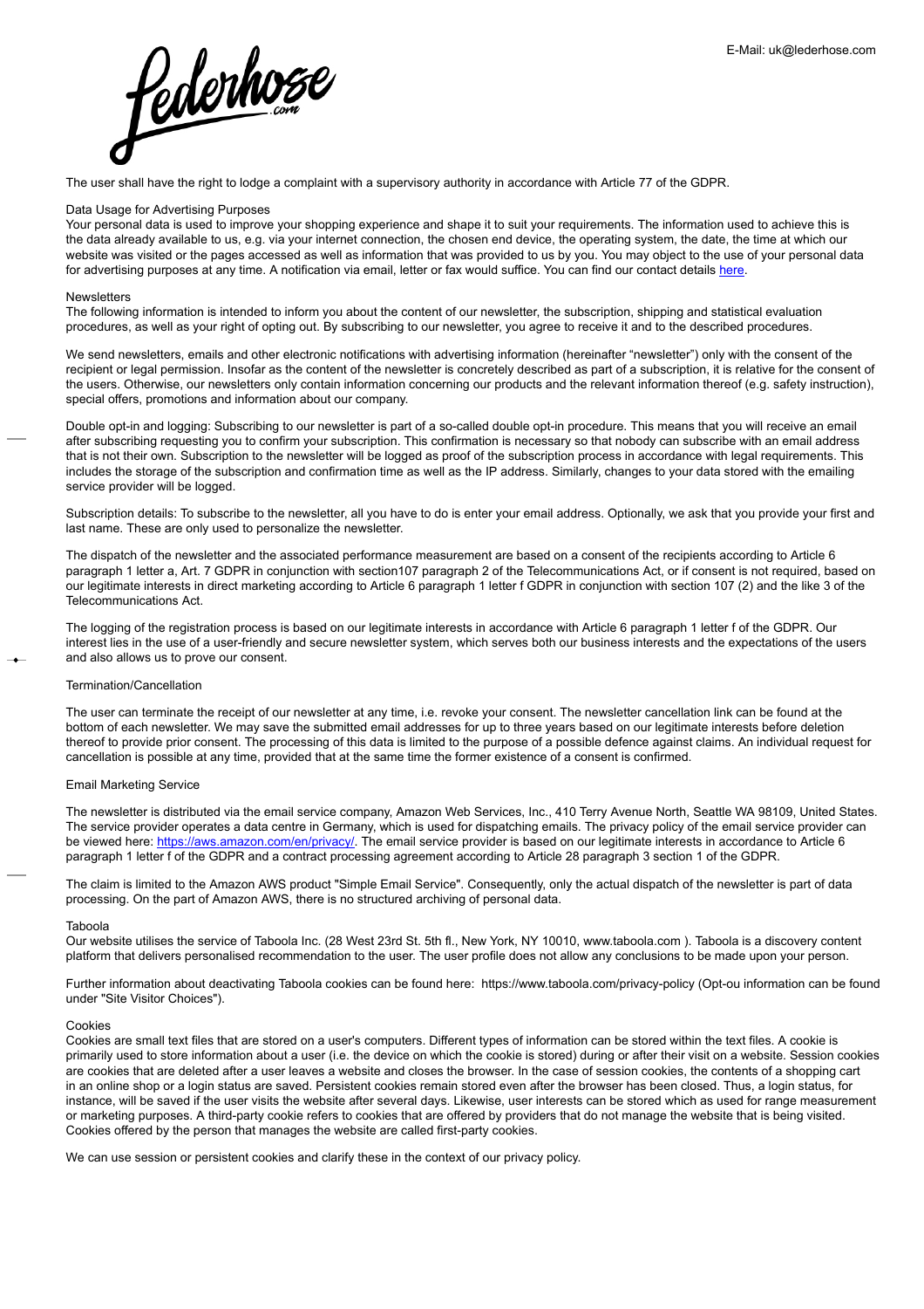The user shall have the right to lodge a complaint with a supervisory authority in accordance with Article 77 of the GDPR.

## Data Usage for Advertising Purposes

Your personal data is used to improve your shopping experience and shape it to suit your requirements. The information used to achieve this is the data already available to us, e.g. via your internet connection, the chosen end device, the operating system, the date, the time at which our website was visited or the pages accessed as well as information that was provided to us by you. You may object to the use of your personal data for advertising purposes at any time. A notification via email, letter or fax would suffice. You can find our contact details here.

## Newsletters

The following information is intended to inform you about the content of our newsletter, the subscription, shipping and statistical evaluation procedures, as well as your right of opting out. By subscribing to our newsletter, you agree to receive it and to the described procedures.

We send newsletters, emails and other electronic notifications with advertising information (hereinafter "newsletter") only with the consent of the recipient or legal permission. Insofar as the content of the newsletter is concretely described as part of a subscription, it is relative for the consent of the users. Otherwise, our newsletters only contain information concerning our products and the relevant information thereof (e.g. safety instruction), special offers, promotions and information about our company.

Double opt-in and logging: Subscribing to our newsletter is part of a so-called double opt-in procedure. This means that you will receive an email after subscribing requesting you to confirm your subscription. This confirmation is necessary so that nobody can subscribe with an email address that is not their own. Subscription to the newsletter will be logged as proof of the subscription process in accordance with legal requirements. This includes the storage of the subscription and confirmation time as well as the IP address. Similarly, changes to your data stored with the emailing service provider will be logged.

Subscription details: To subscribe to the newsletter, all you have to do is enter your email address. Optionally, we ask that you provide your first and last name. These are only used to personalize the newsletter.

The dispatch of the newsletter and the associated performance measurement are based on a consent of the recipients according to Article 6 paragraph 1 letter a, Art. 7 GDPR in conjunction with section107 paragraph 2 of the Telecommunications Act, or if consent is not required, based on our legitimate interests in direct marketing according to Article 6 paragraph 1 letter f GDPR in conjunction with section 107 (2) and the like 3 of the Telecommunications Act.

The logging of the registration process is based on our legitimate interests in accordance with Article 6 paragraph 1 letter f of the GDPR. Our interest lies in the use of a user-friendly and secure newsletter system, which serves both our business interests and the expectations of the users and also allows us to prove our consent.

## Termination/Cancellation

The user can terminate the receipt of our newsletter at any time, i.e. revoke your consent. The newsletter cancellation link can be found at the bottom of each newsletter. We may save the submitted email addresses for up to three years based on our legitimate interests before deletion thereof to provide prior consent. The processing of this data is limited to the purpose of a possible defence against claims. An individual request for cancellation is possible at any time, provided that at the same time the former existence of a consent is confirmed.

## Email Marketing Service

The newsletter is distributed via the email service company, Amazon Web Services, Inc., 410 Terry Avenue North, Seattle WA 98109, United States. The service provider operates a data centre in Germany, which is used for dispatching emails. The privacy policy of the email service provider can be viewed here: https://aws.amazon.com/en/privacy/. The email service provider is based on our legitimate interests in accordance to Article 6 paragraph 1 letter f of the GDPR and a contract processing agreement according to Article 28 paragraph 3 section 1 of the GDPR.

The claim is limited to the Amazon AWS product "Simple Email Service". Consequently, only the actual dispatch of the newsletter is part of data processing. On the part of Amazon AWS, there is no structured archiving of personal data.

## Taboola

Our website utilises the service of Taboola Inc. (28 West 23rd St. 5th fl., New York, NY 10010, www.taboola.com ). Taboola is a discovery content platform that delivers personalised recommendation to the user. The user profile does not allow any conclusions to be made upon your person.

Further information about deactivating Taboola cookies can be found here: https://www.taboola.com/privacy-policy (Opt-ou information can be found under "Site Visitor Choices").

## Cookies

Cookies are small text files that are stored on a user's computers. Different types of information can be stored within the text files. A cookie is primarily used to store information about a user (i.e. the device on which the cookie is stored) during or after their visit on a website. Session cookies are cookies that are deleted after a user leaves a website and closes the browser. In the case of session cookies, the contents of a shopping cart in an online shop or a login status are saved. Persistent cookies remain stored even after the browser has been closed. Thus, a login status, for instance, will be saved if the user visits the website after several days. Likewise, user interests can be stored which as used for range measurement or marketing purposes. A third-party cookie refers to cookies that are offered by providers that do not manage the website that is being visited. Cookies offered by the person that manages the website are called first-party cookies.

We can use session or persistent cookies and clarify these in the context of our privacy policy.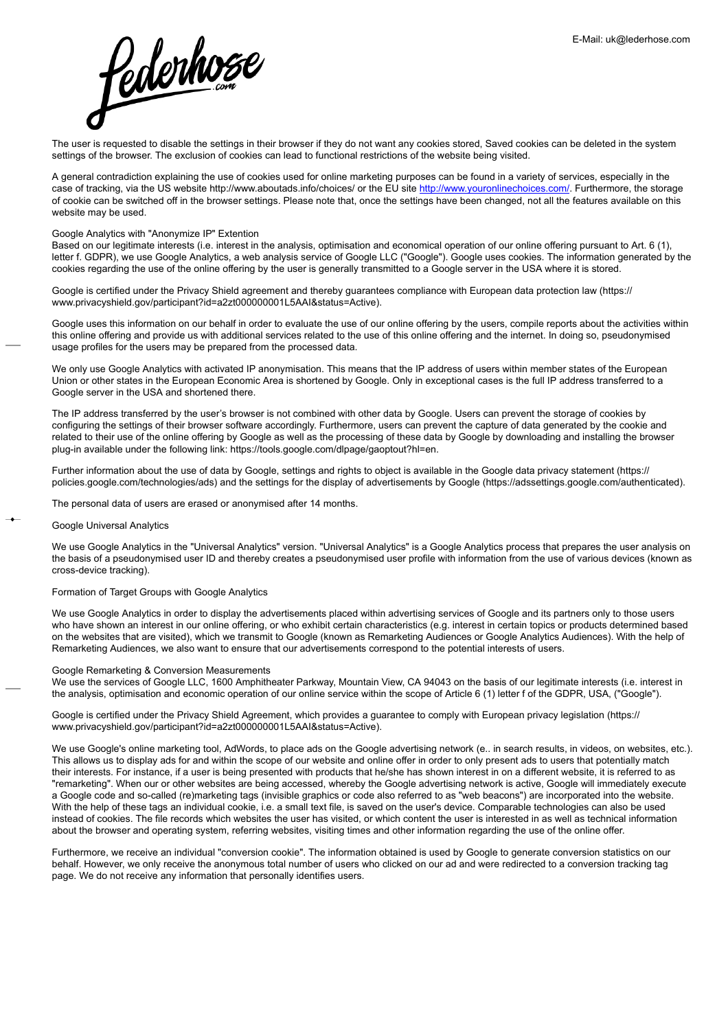The user is requested to disable the settings in their browser if they do not want any cookies stored, Saved cookies can be deleted in the system settings of the browser. The exclusion of cookies can lead to functional restrictions of the website being visited.

A general contradiction explaining the use of cookies used for online marketing purposes can be found in a variety of services, especially in the case of tracking, via the US website http://www.aboutads.info/choices/ or the EU site http://www.youronlinechoices.com/. Furthermore, the storage of cookie can be switched off in the browser settings. Please note that, once the settings have been changed, not all the features available on this website may be used.

### Google Analytics with "Anonymize IP" Extention

Based on our legitimate interests (i.e. interest in the analysis, optimisation and economical operation of our online offering pursuant to Art. 6 (1), letter f. GDPR), we use Google Analytics, a web analysis service of Google LLC ("Google"). Google uses cookies. The information generated by the cookies regarding the use of the online offering by the user is generally transmitted to a Google server in the USA where it is stored.

Google is certified under the Privacy Shield agreement and thereby guarantees compliance with European data protection law (https://www.privacyshield.gov/participant?id=a2zt000000001L5AAI&status=Active).

Google uses this information on our behalf in order to evaluate the use of our online offering by the users, compile reports about the activities within this online offering and provide us with additional services related to the use of this online offering and the internet. In doing so, pseudonymised usage profiles for the users may be prepared from the processed data.

We only use Google Analytics with activated IP anonymisation. This means that the IP address of users within member states of the European Union or other states in the European Economic Area is shortened by Google. Only in exceptional cases is the full IP address transferred to a Google server in the USA and shortened there.

The IP address transferred by the user's browser is not combined with other data by Google. Users can prevent the storage of cookies by configuring the settings of their browser software accordingly. Furthermore, users can prevent the capture of data generated by the cookie and related to their use of the online offering by Google as well as the processing of these data by Google by downloading and installing the browser plug-in available under the following link: https://tools.google.com/dlpage/gaoptout?hl=en.

Further information about the use of data by Google, settings and rights to object is available in the Google data privacy statement (https://policies.google.com/technologies/ads) and the settings for the display of advertisements by Google (https://adssettings.google.com/authenticated).

The personal data of users are erased or anonymised after 14 months.

### Google Universal Analytics

We use Google Analytics in the "Universal Analytics" version. "Universal Analytics" is a Google Analytics process that prepares the user analysis on the basis of a pseudonymised user ID and thereby creates a pseudonymised user profile with information from the use of various devices (known as cross-device tracking).

### Formation of Target Groups with Google Analytics

We use Google Analytics in order to display the advertisements placed within advertising services of Google and its partners only to those users who have shown an interest in our online offering, or who exhibit certain characteristics (e.g. interest in certain topics or products determined based on the websites that are visited), which we transmit to Google (known as Remarketing Audiences or Google Analytics Audiences). With the help of Remarketing Audiences, we also want to ensure that our advertisements correspond to the potential interests of users.

### Google Remarketing & Conversion Measurements

We use the services of Google LLC, 1600 Amphitheater Parkway, Mountain View, CA 94043 on the basis of our legitimate interests (i.e. interest in the analysis, optimisation and economic operation of our online service within the scope of Article 6 (1) letter f of the GDPR, USA, ("Google").

Google is certified under the Privacy Shield Agreement, which provides a guarantee to comply with European privacy legislation (https://www.privacyshield.gov/participant?id=a2zt000000001L5AAI&status=Active).

We use Google's online marketing tool, AdWords, to place ads on the Google advertising network (e.. in search results, in videos, on websites, etc.). This allows us to display ads for and within the scope of our website and online offer in order to only present ads to users that potentially match their interests. For instance, if a user is being presented with products that he/she has shown interest in on a different website, it is referred to as "remarketing". When our or other websites are being accessed, whereby the Google advertising network is active, Google will immediately execute a Google code and so-called (re)marketing tags (invisible graphics or code also referred to as "web beacons") are incorporated into the website. With the help of these tags an individual cookie, i.e. a small text file, is saved on the user's device. Comparable technologies can also be used instead of cookies. The file records which websites the user has visited, or which content the user is interested in as well as technical information about the browser and operating system, referring websites, visiting times and other information regarding the use of the online offer.

Furthermore, we receive an individual "conversion cookie". The information obtained is used by Google to generate conversion statistics on our behalf. However, we only receive the anonymous total number of users who clicked on our ad and were redirected to a conversion tracking tag page. We do not receive any information that personally identifies users.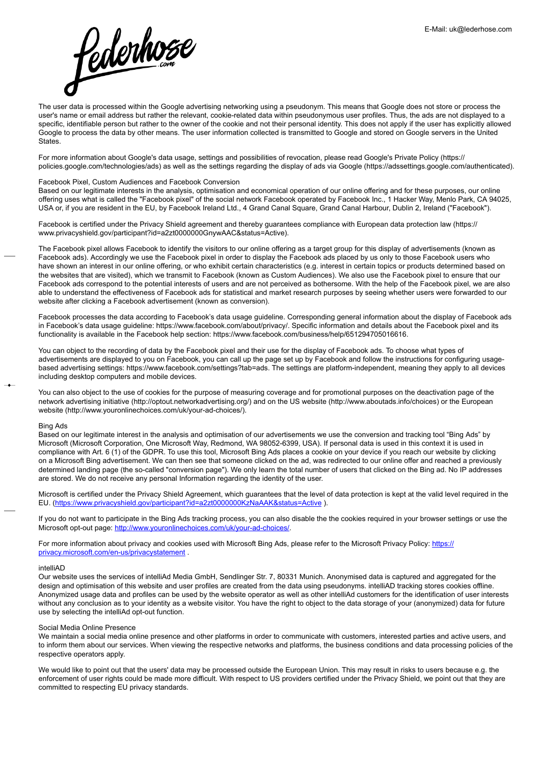The user data is processed within the Google advertising networking using a pseudonym. This means that Google does not store or process the user's name or email address but rather the relevant, cookie-related data within pseudonymous user profiles. Thus, the ads are not displayed to a specific, identifiable person but rather to the owner of the cookie and not their personal identity. This does not apply if the user has explicitly allowed Google to process the data by other means. The user information collected is transmitted to Google and stored on Google servers in the United States.

For more information about Google's data usage, settings and possibilities of revocation, please read Google's Private Policy (https://policies.google.com/technologies/ads) as well as the settings regarding the display of ads via Google (https://adssettings.google.com/authenticated).

### Facebook Pixel, Custom Audiences and Facebook Conversion

Based on our legitimate interests in the analysis, optimisation and economical operation of our online offering and for these purposes, our online offering uses what is called the "Facebook pixel" of the social network Facebook operated by Facebook Inc., 1 Hacker Way, Menlo Park, CA 94025, USA or, if you are resident in the EU, by Facebook Ireland Ltd., 4 Grand Canal Square, Grand Canal Harbour, Dublin 2, Ireland ("Facebook").

Facebook is certified under the Privacy Shield agreement and thereby guarantees compliance with European data protection law (https://www.privacyshield.gov/participant?id=a2zt0000000GnywAAC&status=Active).

The Facebook pixel allows Facebook to identify the visitors to our online offering as a target group for this display of advertisements (known as Facebook ads). Accordingly we use the Facebook pixel in order to display the Facebook ads placed by us only to those Facebook users who have shown an interest in our online offering, or who exhibit certain characteristics (e.g. interest in certain topics or products determined based on the websites that are visited), which we transmit to Facebook (known as Custom Audiences). We also use the Facebook pixel to ensure that our Facebook ads correspond to the potential interests of users and are not perceived as bothersome. With the help of the Facebook pixel, we are also able to understand the effectiveness of Facebook ads for statistical and market research purposes by seeing whether users were forwarded to our website after clicking a Facebook advertisement (known as conversion).

Facebook processes the data according to Facebook's data usage guideline. Corresponding general information about the display of Facebook ads in Facebook's data usage guideline: https://www.facebook.com/about/privacy/. Specific information and details about the Facebook pixel and its functionality is available in the Facebook help section: https://www.facebook.com/business/help/651294705016616.

You can object to the recording of data by the Facebook pixel and their use for the display of Facebook ads. To choose what types of advertisements are displayed to you on Facebook, you can call up the page set up by Facebook and follow the instructions for configuring usage-based advertising settings: https://www.facebook.com/settings?tab=ads. The settings are platform-independent, meaning they apply to all devices including desktop computers and mobile devices.

You can also object to the use of cookies for the purpose of measuring coverage and for promotional purposes on the deactivation page of the network advertising initiative (http://optout.networkadvertising.org/) and on the US website (http://www.aboutads.info/choices) or the European website (http://www.youronlinechoices.com/uk/your-ad-choices/).

### Bing Ads

Based on our legitimate interest in the analysis and optimisation of our advertisements we use the conversion and tracking tool "Bing Ads" by Microsoft (Microsoft Corporation, One Microsoft Way, Redmond, WA 98052-6399, USA). If personal data is used in this context it is used in compliance with Art. 6 (1) of the GDPR. To use this tool, Microsoft Bing Ads places a cookie on your device if you reach our website by clicking on a Microsoft Bing advertisement. We can then see that someone clicked on the ad, was redirected to our online offer and reached a previously determined landing page (the so-called "conversion page"). We only learn the total number of users that clicked on the Bing ad. No IP addresses are stored. We do not receive any personal Information regarding the identity of the user.

Microsoft is certified under the Privacy Shield Agreement, which guarantees that the level of data protection is kept at the valid level required in the EU. (https://www.privacyshield.gov/participant?id=a2zt0000000KzNaAAK&status=Active ).

If you do not want to participate in the Bing Ads tracking process, you can also disable the the cookies required in your browser settings or use the Microsoft opt-out page: http://www.youronlinechoices.com/uk/your-ad-choices/.

For more information about privacy and cookies used with Microsoft Bing Ads, please refer to the Microsoft Privacy Policy: https://privacy.microsoft.com/en-us/privacystatement .

### intelliAD

Our website uses the services of intelliAd Media GmbH, Sendlinger Str. 7, 80331 Munich. Anonymised data is captured and aggregated for the design and optimisation of this website and user profiles are created from the data using pseudonyms. intelliAD tracking stores cookies offline. Anonymized usage data and profiles can be used by the website operator as well as other intelliAd customers for the identification of user interests without any conclusion as to your identity as a website visitor. You have the right to object to the data storage of your (anonymized) data for future use by selecting the intelliAd opt-out function.

### Social Media Online Presence

We maintain a social media online presence and other platforms in order to communicate with customers, interested parties and active users, and to inform them about our services. When viewing the respective networks and platforms, the business conditions and data processing policies of the respective operators apply.

We would like to point out that the users' data may be processed outside the European Union. This may result in risks to users because e.g. the enforcement of user rights could be made more difficult. With respect to US providers certified under the Privacy Shield, we point out that they are committed to respecting EU privacy standards.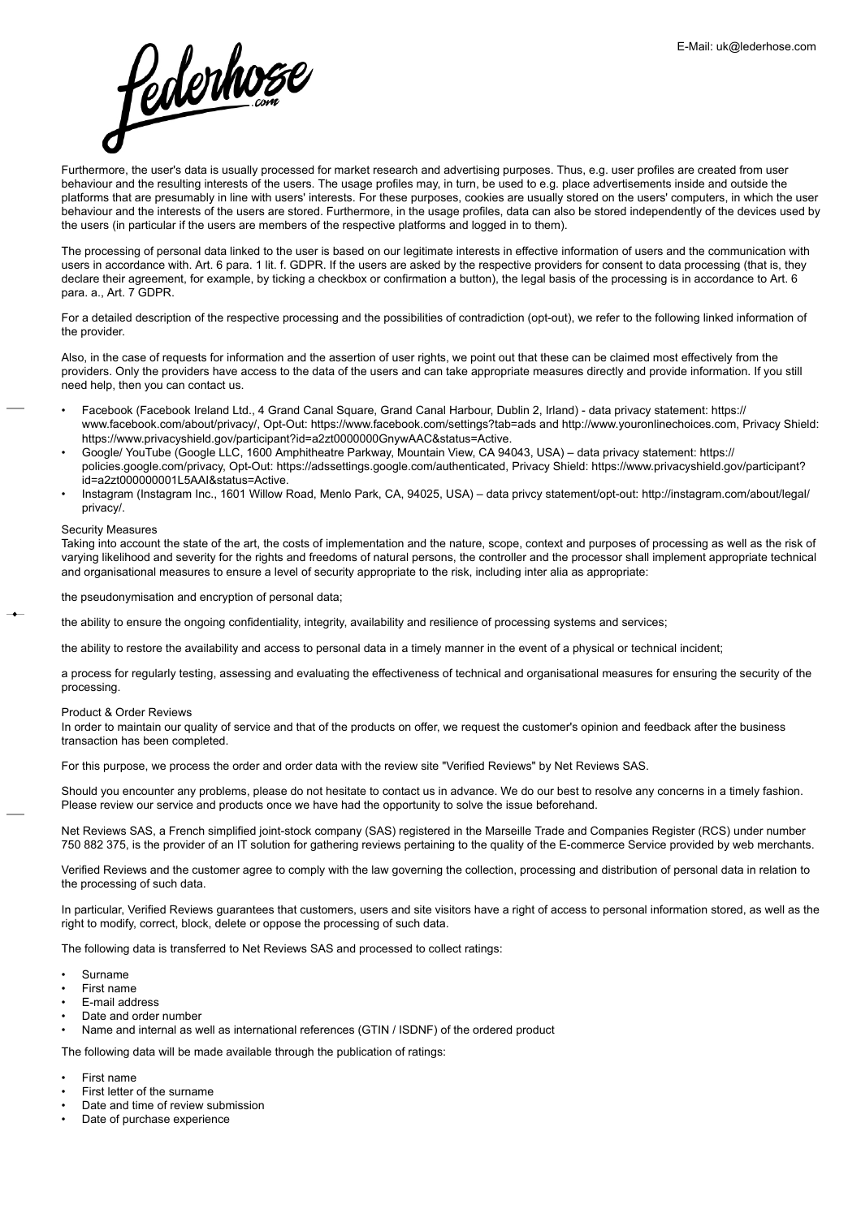Furthermore, the user's data is usually processed for market research and advertising purposes. Thus, e.g. user profiles are created from user behaviour and the resulting interests of the users. The usage profiles may, in turn, be used to e.g. place advertisements inside and outside the platforms that are presumably in line with users' interests. For these purposes, cookies are usually stored on the users' computers, in which the user behaviour and the interests of the users are stored. Furthermore, in the usage profiles, data can also be stored independently of the devices used by the users (in particular if the users are members of the respective platforms and logged in to them).

The processing of personal data linked to the user is based on our legitimate interests in effective information of users and the communication with users in accordance with. Art. 6 para. 1 lit. f. GDPR. If the users are asked by the respective providers for consent to data processing (that is, they declare their agreement, for example, by ticking a checkbox or confirmation a button), the legal basis of the processing is in accordance to Art. 6 para. a., Art. 7 GDPR.

For a detailed description of the respective processing and the possibilities of contradiction (opt-out), we refer to the following linked information of the provider.

Also, in the case of requests for information and the assertion of user rights, we point out that these can be claimed most effectively from the providers. Only the providers have access to the data of the users and can take appropriate measures directly and provide information. If you still need help, then you can contact us.

- Facebook (Facebook Ireland Ltd., 4 Grand Canal Square, Grand Canal Harbour, Dublin 2, Irland) - data privacy statement: https://www.facebook.com/about/privacy/, Opt-Out: https://www.facebook.com/settings?tab=ads and http://www.youronlinechoices.com, Privacy Shield: https://www.privacyshield.gov/participant?id=a2zt0000000GnywAAC&status=Active.
- Google/ YouTube (Google LLC, 1600 Amphitheatre Parkway, Mountain View, CA 94043, USA) – data privacy statement: https://policies.google.com/privacy, Opt-Out: https://adssettings.google.com/authenticated, Privacy Shield: https://www.privacyshield.gov/participant?id=a2zt000000001L5AAI&status=Active.
- Instagram (Instagram Inc., 1601 Willow Road, Menlo Park, CA, 94025, USA) – data privcy statement/opt-out: http://instagram.com/about/legal/privacy/.

Security Measures

Taking into account the state of the art, the costs of implementation and the nature, scope, context and purposes of processing as well as the risk of varying likelihood and severity for the rights and freedoms of natural persons, the controller and the processor shall implement appropriate technical and organisational measures to ensure a level of security appropriate to the risk, including inter alia as appropriate:

the pseudonymisation and encryption of personal data;

the ability to ensure the ongoing confidentiality, integrity, availability and resilience of processing systems and services;

the ability to restore the availability and access to personal data in a timely manner in the event of a physical or technical incident;

a process for regularly testing, assessing and evaluating the effectiveness of technical and organisational measures for ensuring the security of the processing.

Product & Order Reviews

In order to maintain our quality of service and that of the products on offer, we request the customer's opinion and feedback after the business transaction has been completed.

For this purpose, we process the order and order data with the review site "Verified Reviews" by Net Reviews SAS.

Should you encounter any problems, please do not hesitate to contact us in advance. We do our best to resolve any concerns in a timely fashion. Please review our service and products once we have had the opportunity to solve the issue beforehand.

Net Reviews SAS, a French simplified joint-stock company (SAS) registered in the Marseille Trade and Companies Register (RCS) under number 750 882 375, is the provider of an IT solution for gathering reviews pertaining to the quality of the E-commerce Service provided by web merchants.

Verified Reviews and the customer agree to comply with the law governing the collection, processing and distribution of personal data in relation to the processing of such data.

In particular, Verified Reviews guarantees that customers, users and site visitors have a right of access to personal information stored, as well as the right to modify, correct, block, delete or oppose the processing of such data.

The following data is transferred to Net Reviews SAS and processed to collect ratings:

- Surname
- First name
- E-mail address
- Date and order number
- Name and internal as well as international references (GTIN / ISDNF) of the ordered product

The following data will be made available through the publication of ratings:

- First name
- First letter of the surname
- Date and time of review submission
- Date of purchase experience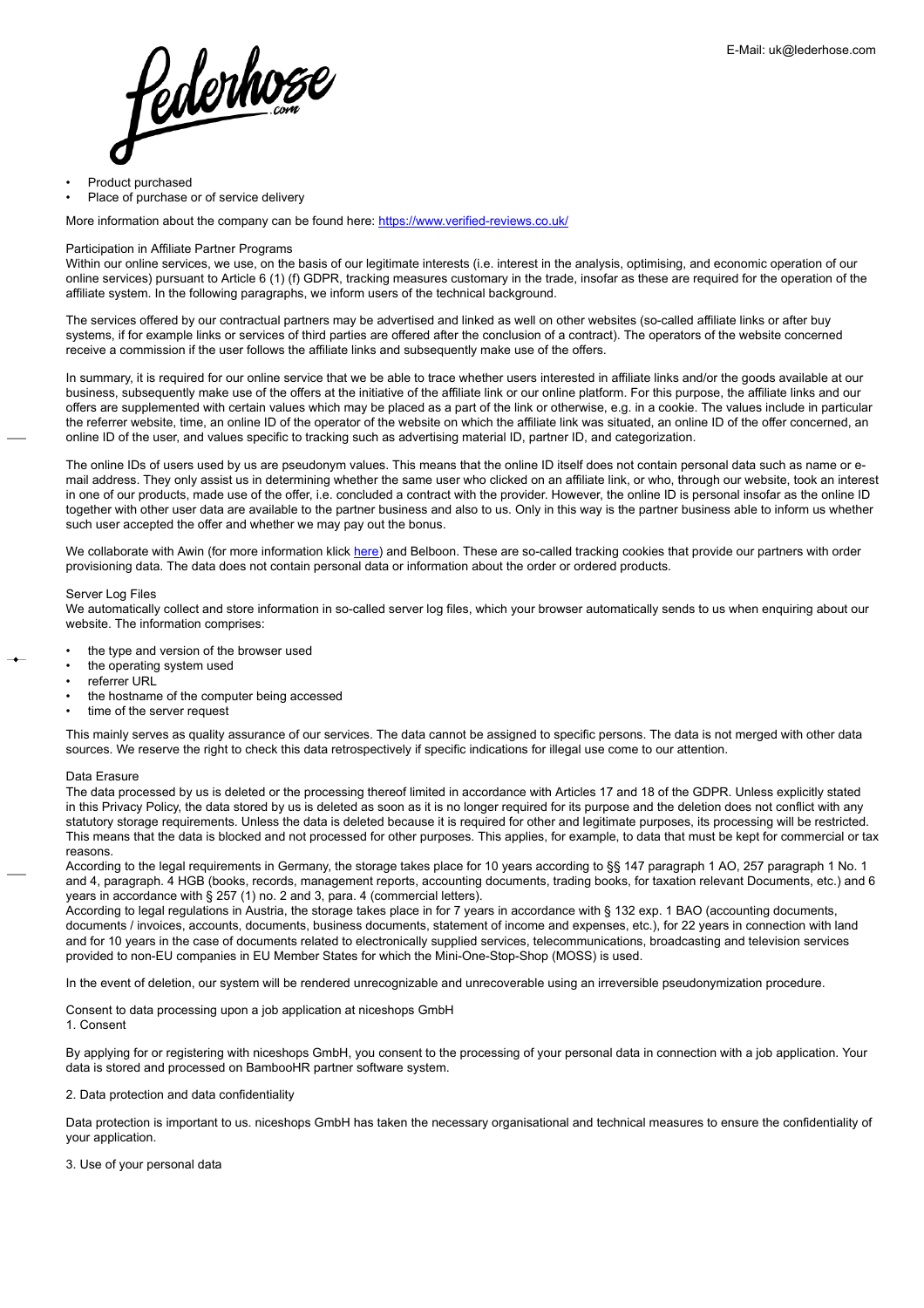- Product purchased
- Place of purchase or of service delivery

More information about the company can be found here: [https://www.verified-reviews.co.uk/](https://www.verified-reviews.co.uk/)

Participation in Affiliate Partner Programs

Within our online services, we use, on the basis of our legitimate interests (i.e. interest in the analysis, optimising, and economic operation of our online services) pursuant to Article 6 (1) (f) GDPR, tracking measures customary in the trade, insofar as these are required for the operation of the affiliate system. In the following paragraphs, we inform users of the technical background.

The services offered by our contractual partners may be advertised and linked as well on other websites (so-called affiliate links or after buy systems, if for example links or services of third parties are offered after the conclusion of a contract). The operators of the website concerned receive a commission if the user follows the affiliate links and subsequently make use of the offers.

In summary, it is required for our online service that we be able to trace whether users interested in affiliate links and/or the goods available at our business, subsequently make use of the offers at the initiative of the affiliate link or our online platform. For this purpose, the affiliate links and our offers are supplemented with certain values which may be placed as a part of the link or otherwise, e.g. in a cookie. The values include in particular the referrer website, time, an online ID of the operator of the website on which the affiliate link was situated, an online ID of the offer concerned, an online ID of the user, and values specific to tracking such as advertising material ID, partner ID, and categorization.

The online IDs of users used by us are pseudonym values. This means that the online ID itself does not contain personal data such as name or e-mail address. They only assist us in determining whether the same user who clicked on an affiliate link, or who, through our website, took an interest in one of our products, made use of the offer, i.e. concluded a contract with the provider. However, the online ID is personal insofar as the online ID together with other user data are available to the partner business and also to us. Only in this way is the partner business able to inform us whether such user accepted the offer and whether we may pay out the bonus.

We collaborate with Awin (for more information klick [here]) and Belboon. These are so-called tracking cookies that provide our partners with order provisioning data. The data does not contain personal data or information about the order or ordered products.

Server Log Files

We automatically collect and store information in so-called server log files, which your browser automatically sends to us when enquiring about our website. The information comprises:

- the type and version of the browser used
- the operating system used
- referrer URL
- the hostname of the computer being accessed
- time of the server request

This mainly serves as quality assurance of our services. The data cannot be assigned to specific persons. The data is not merged with other data sources. We reserve the right to check this data retrospectively if specific indications for illegal use come to our attention.

Data Erasure

The data processed by us is deleted or the processing thereof limited in accordance with Articles 17 and 18 of the GDPR. Unless explicitly stated in this Privacy Policy, the data stored by us is deleted as soon as it is no longer required for its purpose and the deletion does not conflict with any statutory storage requirements. Unless the data is deleted because it is required for other and legitimate purposes, its processing will be restricted. This means that the data is blocked and not processed for other purposes. This applies, for example, to data that must be kept for commercial or tax reasons.

According to the legal requirements in Germany, the storage takes place for 10 years according to §§ 147 paragraph 1 AO, 257 paragraph 1 No. 1 and 4, paragraph. 4 HGB (books, records, management reports, accounting documents, trading books, for taxation relevant Documents, etc.) and 6 years in accordance with § 257 (1) no. 2 and 3, para. 4 (commercial letters).

According to legal regulations in Austria, the storage takes place in for 7 years in accordance with § 132 exp. 1 BAO (accounting documents, documents / invoices, accounts, documents, business documents, statement of income and expenses, etc.), for 22 years in connection with land and for 10 years in the case of documents related to electronically supplied services, telecommunications, broadcasting and television services provided to non-EU companies in EU Member States for which the Mini-One-Stop-Shop (MOSS) is used.

In the event of deletion, our system will be rendered unrecognizable and unrecoverable using an irreversible pseudonymization procedure.

Consent to data processing upon a job application at niceshops GmbH

1. Consent

By applying for or registering with niceshops GmbH, you consent to the processing of your personal data in connection with a job application. Your data is stored and processed on BambooHR partner software system.

2. Data protection and data confidentiality

Data protection is important to us. niceshops GmbH has taken the necessary organisational and technical measures to ensure the confidentiality of your application.

3. Use of your personal data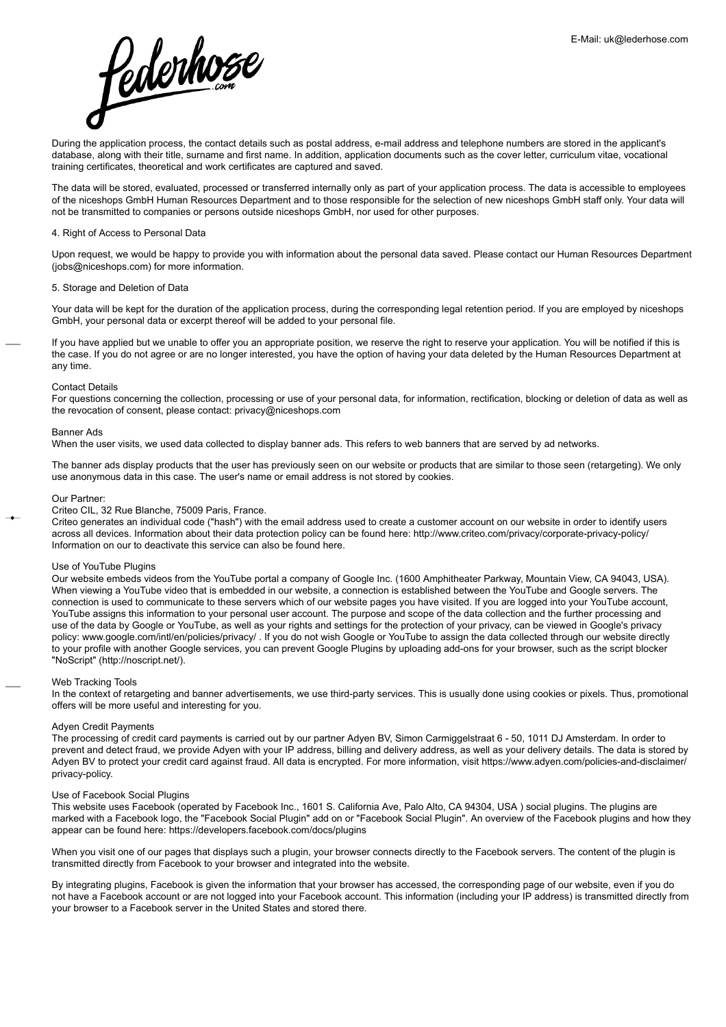During the application process, the contact details such as postal address, e-mail address and telephone numbers are stored in the applicant's database, along with their title, surname and first name. In addition, application documents such as the cover letter, curriculum vitae, vocational training certificates, theoretical and work certificates are captured and saved.

The data will be stored, evaluated, processed or transferred internally only as part of your application process. The data is accessible to employees of the niceshops GmbH Human Resources Department and to those responsible for the selection of new niceshops GmbH staff only. Your data will not be transmitted to companies or persons outside niceshops GmbH, nor used for other purposes.

4. Right of Access to Personal Data

Upon request, we would be happy to provide you with information about the personal data saved. Please contact our Human Resources Department (jobs@niceshops.com) for more information.

5. Storage and Deletion of Data

Your data will be kept for the duration of the application process, during the corresponding legal retention period. If you are employed by niceshops GmbH, your personal data or excerpt thereof will be added to your personal file.

If you have applied but we unable to offer you an appropriate position, we reserve the right to reserve your application. You will be notified if this is the case. If you do not agree or are no longer interested, you have the option of having your data deleted by the Human Resources Department at any time.

Contact Details
For questions concerning the collection, processing or use of your personal data, for information, rectification, blocking or deletion of data as well as the revocation of consent, please contact: privacy@niceshops.com

Banner Ads
When the user visits, we used data collected to display banner ads. This refers to web banners that are served by ad networks.

The banner ads display products that the user has previously seen on our website or products that are similar to those seen (retargeting). We only use anonymous data in this case. The user's name or email address is not stored by cookies.

Our Partner:
Criteo CIL, 32 Rue Blanche, 75009 Paris, France.
Criteo generates an individual code ("hash") with the email address used to create a customer account on our website in order to identify users across all devices. Information about their data protection policy can be found here: http://www.criteo.com/privacy/corporate-privacy-policy/
Information on our to deactivate this service can also be found here.

Use of YouTube Plugins
Our website embeds videos from the YouTube portal a company of Google Inc. (1600 Amphitheater Parkway, Mountain View, CA 94043, USA). When viewing a YouTube video that is embedded in our website, a connection is established between the YouTube and Google servers. The connection is used to communicate to these servers which of our website pages you have visited. If you are logged into your YouTube account, YouTube assigns this information to your personal user account. The purpose and scope of the data collection and the further processing and use of the data by Google or YouTube, as well as your rights and settings for the protection of your privacy, can be viewed in Google's privacy policy: www.google.com/intl/en/policies/privacy/ . If you do not wish Google or YouTube to assign the data collected through our website directly to your profile with another Google services, you can prevent Google Plugins by uploading add-ons for your browser, such as the script blocker "NoScript" (http://noscript.net/).

Web Tracking Tools
In the context of retargeting and banner advertisements, we use third-party services. This is usually done using cookies or pixels. Thus, promotional offers will be more useful and interesting for you.

Adyen Credit Payments
The processing of credit card payments is carried out by our partner Adyen BV, Simon Carmiggelstraat 6 - 50, 1011 DJ Amsterdam. In order to prevent and detect fraud, we provide Adyen with your IP address, billing and delivery address, as well as your delivery details. The data is stored by Adyen BV to protect your credit card against fraud. All data is encrypted. For more information, visit https://www.adyen.com/policies-and-disclaimer/privacy-policy.

Use of Facebook Social Plugins
This website uses Facebook (operated by Facebook Inc., 1601 S. California Ave, Palo Alto, CA 94304, USA ) social plugins. The plugins are marked with a Facebook logo, the "Facebook Social Plugin" add on or "Facebook Social Plugin". An overview of the Facebook plugins and how they appear can be found here: https://developers.facebook.com/docs/plugins

When you visit one of our pages that displays such a plugin, your browser connects directly to the Facebook servers. The content of the plugin is transmitted directly from Facebook to your browser and integrated into the website.

By integrating plugins, Facebook is given the information that your browser has accessed, the corresponding page of our website, even if you do not have a Facebook account or are not logged into your Facebook account. This information (including your IP address) is transmitted directly from your browser to a Facebook server in the United States and stored there.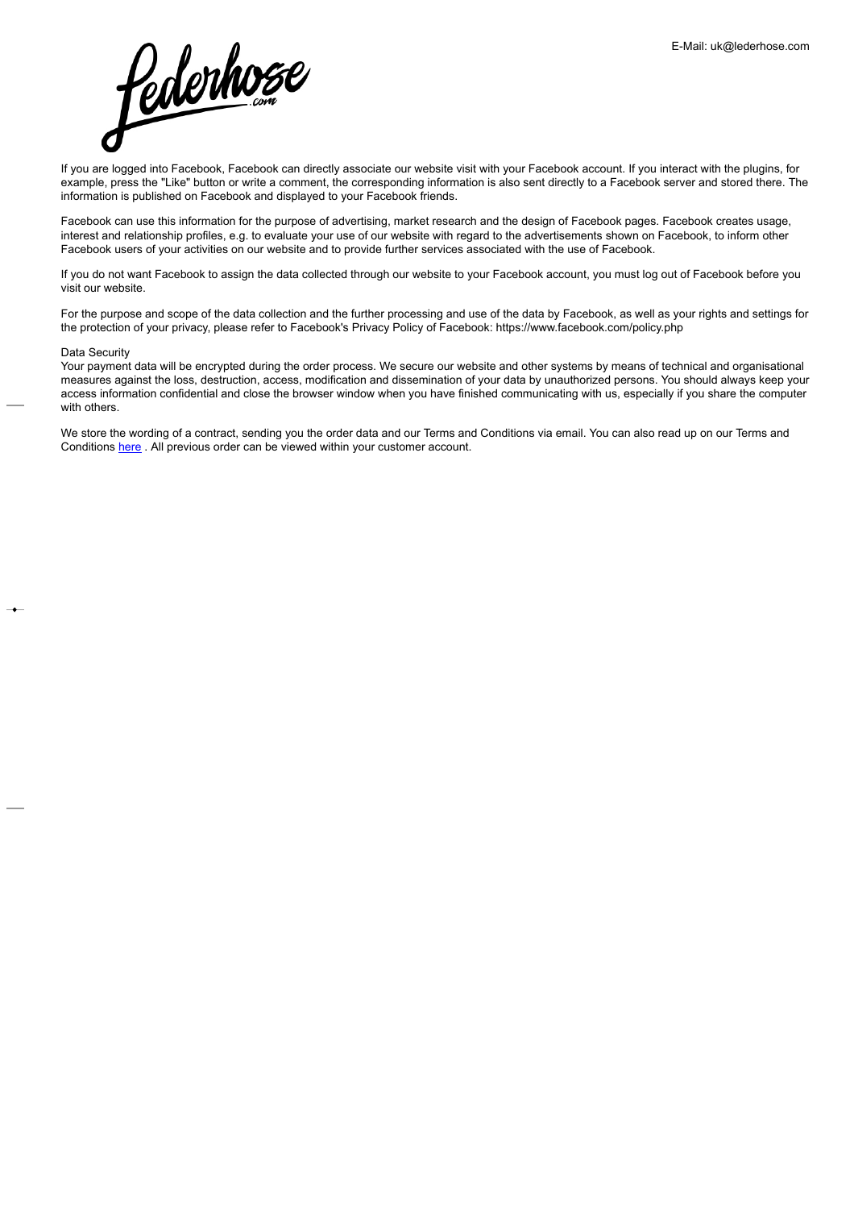If you are logged into Facebook, Facebook can directly associate our website visit with your Facebook account. If you interact with the plugins, for example, press the "Like" button or write a comment, the corresponding information is also sent directly to a Facebook server and stored there. The information is published on Facebook and displayed to your Facebook friends.

Facebook can use this information for the purpose of advertising, market research and the design of Facebook pages. Facebook creates usage, interest and relationship profiles, e.g. to evaluate your use of our website with regard to the advertisements shown on Facebook, to inform other Facebook users of your activities on our website and to provide further services associated with the use of Facebook.

If you do not want Facebook to assign the data collected through our website to your Facebook account, you must log out of Facebook before you visit our website.

For the purpose and scope of the data collection and the further processing and use of the data by Facebook, as well as your rights and settings for the protection of your privacy, please refer to Facebook's Privacy Policy of Facebook: https://www.facebook.com/policy.php

Data Security
Your payment data will be encrypted during the order process. We secure our website and other systems by means of technical and organisational measures against the loss, destruction, access, modification and dissemination of your data by unauthorized persons. You should always keep your access information confidential and close the browser window when you have finished communicating with us, especially if you share the computer with others.

We store the wording of a contract, sending you the order data and our Terms and Conditions via email. You can also read up on our Terms and Conditions [here](#) . All previous order can be viewed within your customer account.